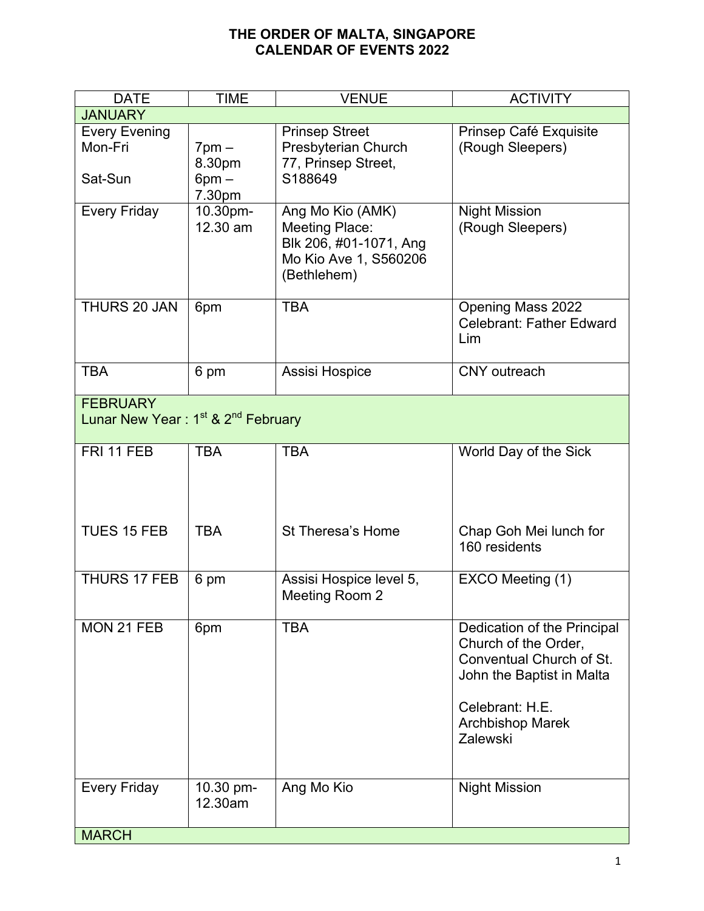# THE ORDER OF MALTA, SINGAPORE
## CALENDAR OF EVENTS 2022

| DATE | TIME | VENUE | ACTIVITY |
|---|---|---|---|
| **JANUARY** | | | |
| Every Evening Mon-Fri<br><br>Sat-Sun | 7pm – 8.30pm<br>6pm – 7.30pm | Prinsep Street Presbyterian Church 77, Prinsep Street, S188649 | Prinsep Café Exquisite (Rough Sleepers) |
| Every Friday | 10.30pm-12.30 am | Ang Mo Kio (AMK) Meeting Place: Blk 206, #01-1071, Ang Mo Kio Ave 1, S560206 (Bethlehem) | Night Mission (Rough Sleepers) |
| THURS 20 JAN | 6pm | TBA | Opening Mass 2022 Celebrant: Father Edward Lim |
| TBA | 6 pm | Assisi Hospice | CNY outreach |
| **FEBRUARY** Lunar New Year : 1st & 2nd February | | | |
| FRI 11 FEB<br><br>TUES 15 FEB | TBA<br><br>TBA | TBA<br><br>St Theresa's Home | World Day of the Sick<br><br>Chap Goh Mei lunch for 160 residents |
| THURS 17 FEB | 6 pm | Assisi Hospice level 5, Meeting Room 2 | EXCO Meeting (1) |
| MON 21 FEB | 6pm | TBA | Dedication of the Principal Church of the Order, Conventual Church of St. John the Baptist in Malta<br><br>Celebrant: H.E. Archbishop Marek Zalewski |
| Every Friday | 10.30 pm-12.30am | Ang Mo Kio | Night Mission |
| **MARCH** | | | |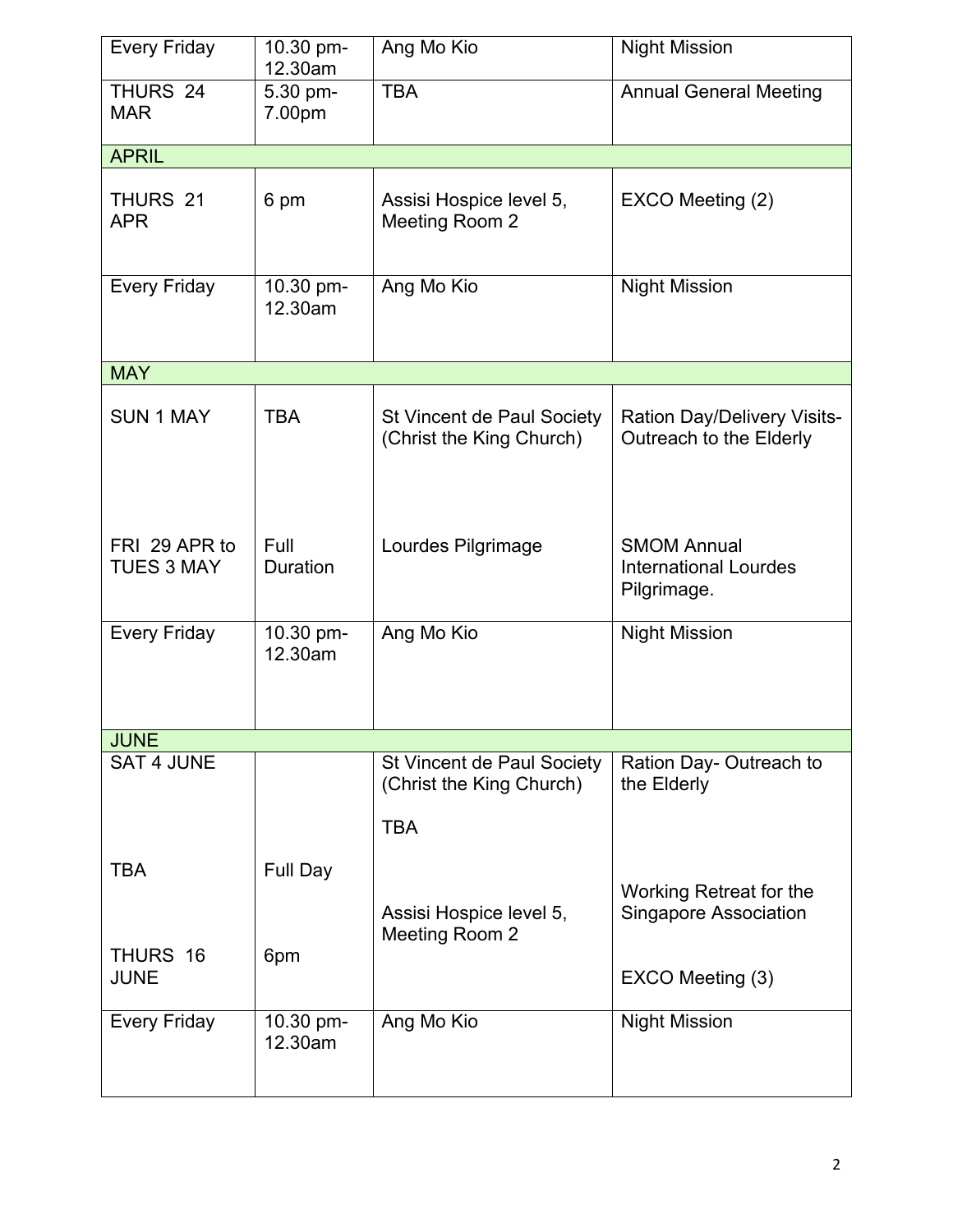| Every Friday | 10.30 pm-12.30am | Ang Mo Kio | Night Mission |
|---|---|---|---|
| THURS 24 MAR | 5.30 pm-7.00pm | TBA | Annual General Meeting |
| **APRIL** | | | |
| THURS 21 APR | 6 pm | Assisi Hospice level 5, Meeting Room 2 | EXCO Meeting (2) |
| Every Friday | 10.30 pm-12.30am | Ang Mo Kio | Night Mission |
| **MAY** | | | |
| SUN 1 MAY | TBA | St Vincent de Paul Society (Christ the King Church) | Ration Day/Delivery Visits-Outreach to the Elderly |
| FRI 29 APR to TUES 3 MAY | Full Duration | Lourdes Pilgrimage | SMOM Annual International Lourdes Pilgrimage. |
| Every Friday | 10.30 pm-12.30am | Ang Mo Kio | Night Mission |
| **JUNE** | | | |
| SAT 4 JUNE | | St Vincent de Paul Society (Christ the King Church) | Ration Day- Outreach to the Elderly |
| TBA | Full Day | TBA | Working Retreat for the Singapore Association |
| THURS 16 JUNE | 6pm | Assisi Hospice level 5, Meeting Room 2 | EXCO Meeting (3) |
| Every Friday | 10.30 pm-12.30am | Ang Mo Kio | Night Mission |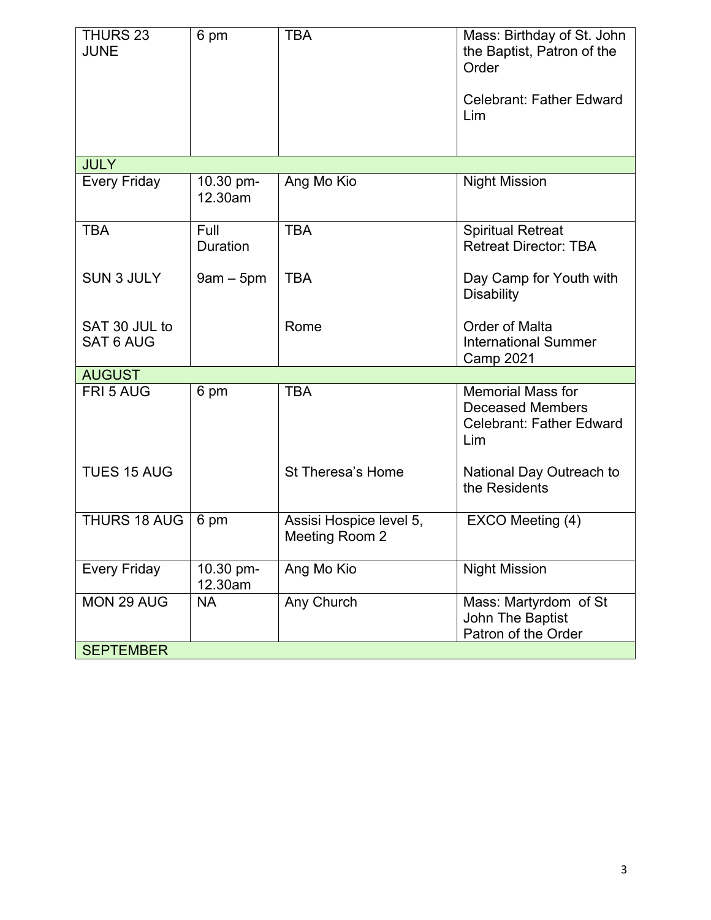| | | | |
|---|---|---|---|
| THURS 23 JUNE | 6 pm | TBA | Mass: Birthday of St. John the Baptist, Patron of the Order<br><br>Celebrant: Father Edward Lim |
| JULY | | | |
| Every Friday | 10.30 pm-12.30am | Ang Mo Kio | Night Mission |
| TBA<br><br>SUN 3 JULY<br><br>SAT 30 JUL to SAT 6 AUG | Full Duration<br><br>9am – 5pm | TBA<br><br>TBA<br><br>Rome | Spiritual Retreat<br>Retreat Director: TBA<br><br>Day Camp for Youth with Disability<br><br>Order of Malta International Summer Camp 2021 |
| AUGUST | | | |
| FRI 5 AUG<br><br>TUES 15 AUG | 6 pm | TBA<br><br>St Theresa's Home | Memorial Mass for Deceased Members<br>Celebrant: Father Edward Lim<br><br>National Day Outreach to the Residents |
| THURS 18 AUG | 6 pm | Assisi Hospice level 5, Meeting Room 2 | EXCO Meeting (4) |
| Every Friday | 10.30 pm-12.30am | Ang Mo Kio | Night Mission |
| MON 29 AUG | NA | Any Church | Mass: Martyrdom of St John The Baptist<br>Patron of the Order |
| SEPTEMBER | | | |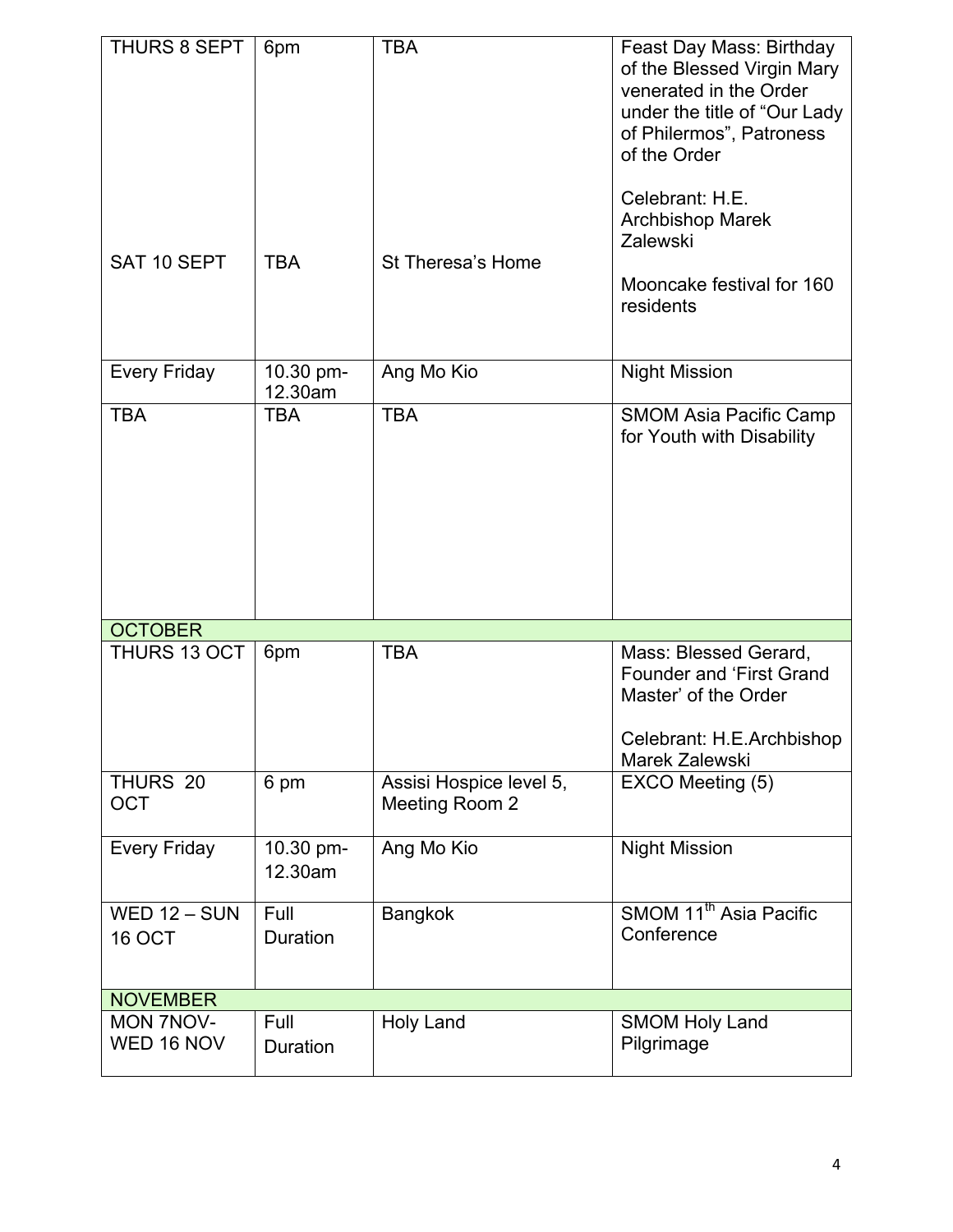| | | | |
|---|---|---|---|
| THURS 8 SEPT | 6pm | TBA | Feast Day Mass: Birthday of the Blessed Virgin Mary venerated in the Order under the title of "Our Lady of Philermos", Patroness of the Order<br><br>Celebrant: H.E. Archbishop Marek Zalewski |
| SAT 10 SEPT | TBA | St Theresa's Home | Mooncake festival for 160 residents |
| Every Friday | 10.30 pm-12.30am | Ang Mo Kio | Night Mission |
| TBA | TBA | TBA | SMOM Asia Pacific Camp for Youth with Disability |
| OCTOBER | | | |
| THURS 13 OCT | 6pm | TBA | Mass: Blessed Gerard, Founder and 'First Grand Master' of the Order<br><br>Celebrant: H.E.Archbishop Marek Zalewski |
| THURS 20 OCT | 6 pm | Assisi Hospice level 5, Meeting Room 2 | EXCO Meeting (5) |
| Every Friday | 10.30 pm-12.30am | Ang Mo Kio | Night Mission |
| WED 12 – SUN 16 OCT | Full Duration | Bangkok | SMOM 11th Asia Pacific Conference |
| NOVEMBER | | | |
| MON 7NOV-WED 16 NOV | Full Duration | Holy Land | SMOM Holy Land Pilgrimage |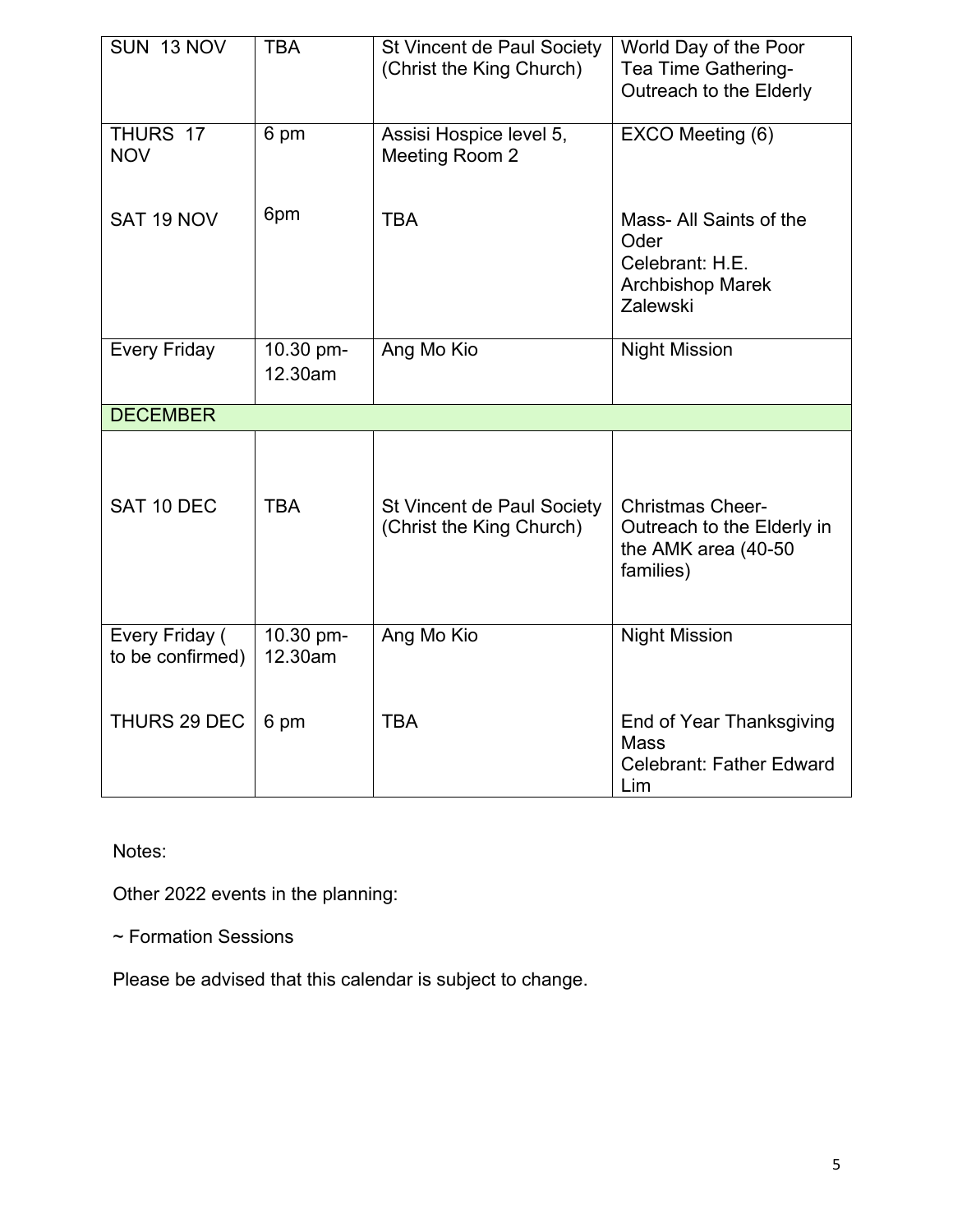| | | | |
|---|---|---|---|
| SUN 13 NOV | TBA | St Vincent de Paul Society (Christ the King Church) | World Day of the Poor Tea Time Gathering- Outreach to the Elderly |
| THURS 17 NOV | 6 pm | Assisi Hospice level 5, Meeting Room 2 | EXCO Meeting (6) |
| SAT 19 NOV | 6pm | TBA | Mass- All Saints of the Oder<br>Celebrant: H.E. Archbishop Marek Zalewski |
| Every Friday | 10.30 pm-12.30am | Ang Mo Kio | Night Mission |
| DECEMBER | | | |
| SAT 10 DEC | TBA | St Vincent de Paul Society (Christ the King Church) | Christmas Cheer- Outreach to the Elderly in the AMK area (40-50 families) |
| Every Friday ( to be confirmed) | 10.30 pm-12.30am | Ang Mo Kio | Night Mission |
| THURS 29 DEC | 6 pm | TBA | End of Year Thanksgiving Mass<br>Celebrant: Father Edward Lim |

Notes:

Other 2022 events in the planning:

~ Formation Sessions

Please be advised that this calendar is subject to change.